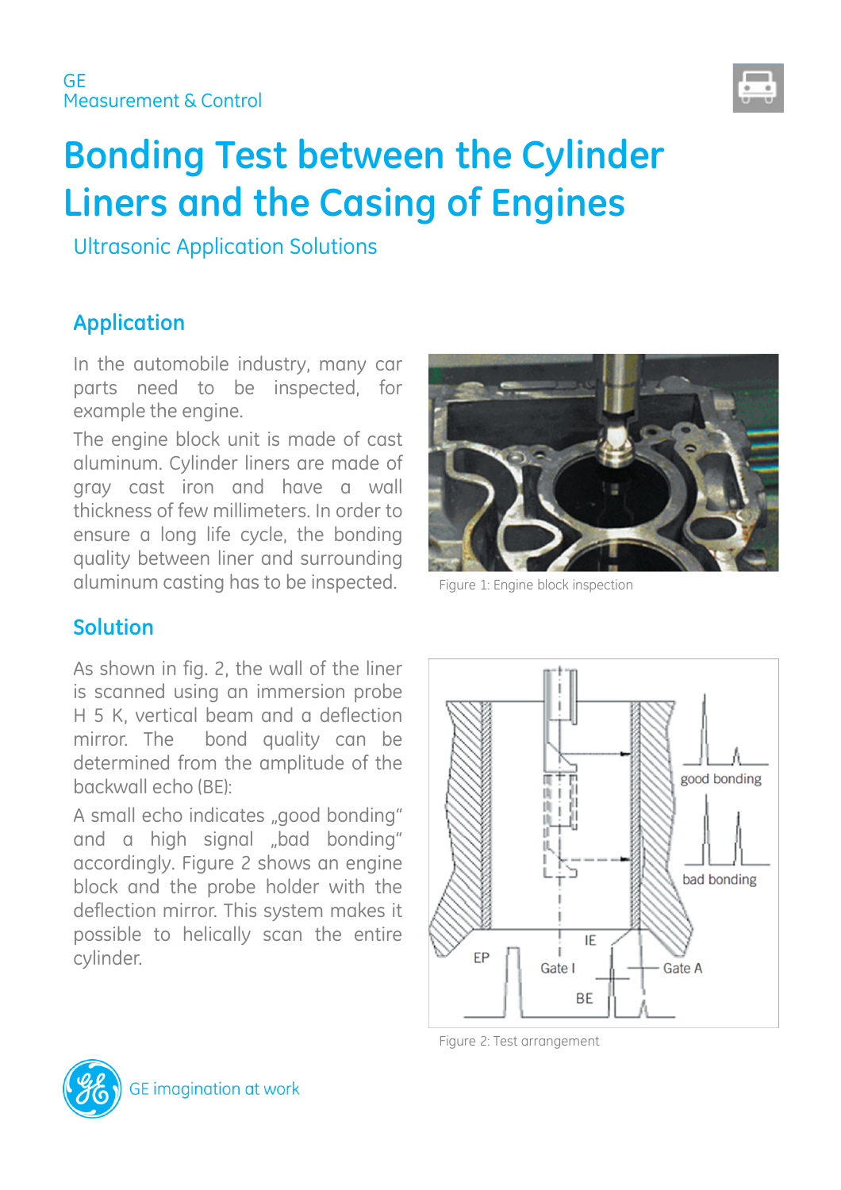GE
Measurement & Control

# Bonding Test between the Cylinder Liners and the Casing of Engines

Ultrasonic Application Solutions

## Application

In the automobile industry, many car parts need to be inspected, for example the engine.

The engine block unit is made of cast aluminum. Cylinder liners are made of gray cast iron and have a wall thickness of few millimeters. In order to ensure a long life cycle, the bonding quality between liner and surrounding aluminum casting has to be inspected.

Figure 1: Engine block inspection

## Solution

As shown in fig. 2, the wall of the liner is scanned using an immersion probe H 5 K, vertical beam and a deflection mirror. The bond quality can be determined from the amplitude of the backwall echo (BE):

A small echo indicates „good bonding“ and a high signal „bad bonding“ accordingly. Figure 2 shows an engine block and the probe holder with the deflection mirror. This system makes it possible to helically scan the entire cylinder.

Figure 2: Test arrangement

GE imagination at work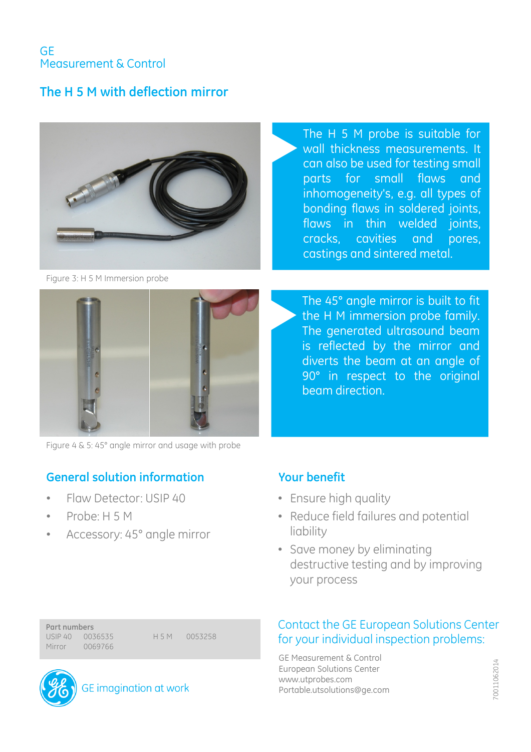GE
Measurement & Control

## The H 5 M with deflection mirror

Figure 3: H 5 M Immersion probe

The H 5 M probe is suitable for wall thickness measurements. It can also be used for testing small parts for small flaws and inhomogeneity's, e.g. all types of bonding flaws in soldered joints, flaws in thin welded joints, cracks, cavities and pores, castings and sintered metal.

Figure 4 & 5: 45° angle mirror and usage with probe

The 45° angle mirror is built to fit the H M immersion probe family. The generated ultrasound beam is reflected by the mirror and diverts the beam at an angle of 90° in respect to the original beam direction.

### General solution information

- Flaw Detector: USIP 40
- Probe: H 5 M
- Accessory: 45° angle mirror

### Your benefit

- Ensure high quality
- Reduce field failures and potential liability
- Save money by eliminating destructive testing and by improving your process

**Part numbers**

| | | | |
|---|---|---|---|
| USIP 40 | 0036535 | H 5 M | 0053258 |
| Mirror | 0069766 | | |

GE imagination at work

### Contact the GE European Solutions Center for your individual inspection problems:

GE Measurement & Control
European Solutions Center
www.utprobes.com
Portable.utsolutions@ge.com

70011062014